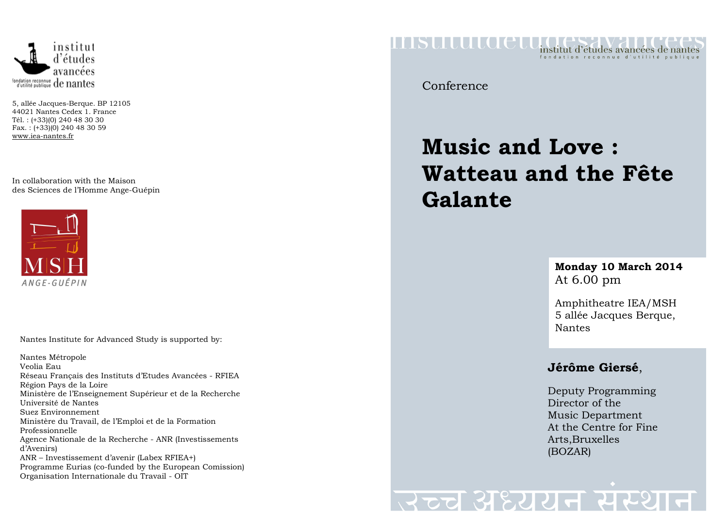institut d'études avancées de nantes

fondation reconnue d'utilité publique

5, allée Jacques-Berque. BP 12105
44021 Nantes Cedex 1. France
Tél. : (+33)(0) 240 48 30 30
Fax. : (+33)(0) 240 48 30 59
www.iea-nantes.fr

In collaboration with the Maison des Sciences de l'Homme Ange-Guépin

MSH ANGE-GUÉPIN

Nantes Institute for Advanced Study is supported by:

Nantes Métropole
Veolia Eau
Réseau Français des Instituts d'Etudes Avancées - RFIEA
Région Pays de la Loire
Ministère de l'Enseignement Supérieur et de la Recherche
Université de Nantes
Suez Environnement
Ministère du Travail, de l'Emploi et de la Formation Professionnelle
Agence Nationale de la Recherche - ANR (Investissements d'Avenirs)
ANR – Investissement d'avenir (Labex RFIEA+)
Programme Eurias (co-funded by the European Comission)
Organisation Internationale du Travail - OIT

institutdetudesavancees

institut d'études avancées de nantes

fondation reconnue d'utilité publique

Conference

# Music and Love : Watteau and the Fête Galante

**Monday 10 March 2014**
At 6.00 pm

Amphitheatre IEA/MSH
5 allée Jacques Berque, Nantes

**Jérôme Giersé**,

Deputy Programming Director of the Music Department At the Centre for Fine Arts,Bruxelles (BOZAR)

उच्च अध्ययन संस्थान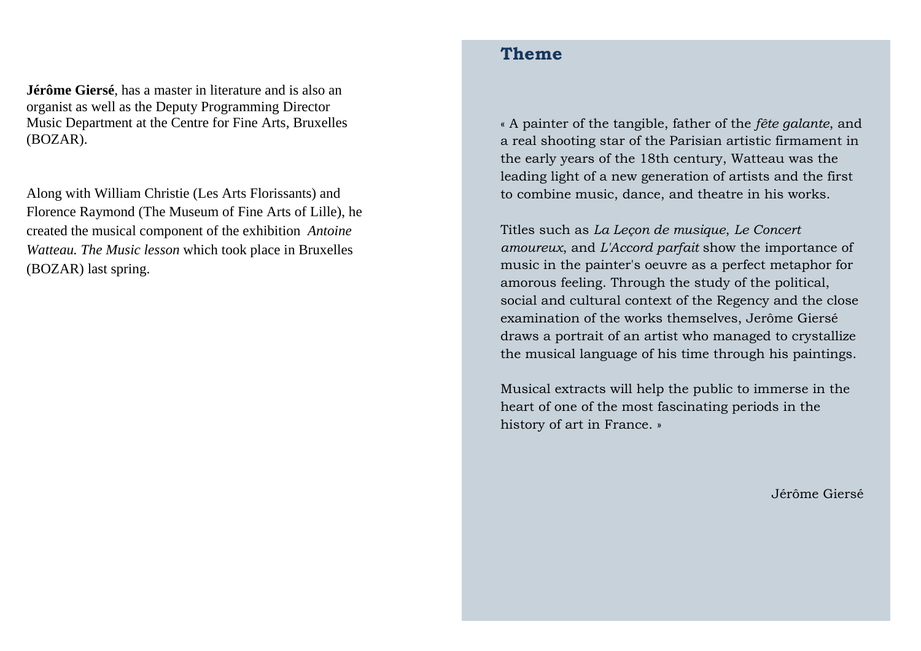**Jérôme Giersé**, has a master in literature and is also an organist as well as the Deputy Programming Director Music Department at the Centre for Fine Arts, Bruxelles (BOZAR).

Along with William Christie (Les Arts Florissants) and Florence Raymond (The Museum of Fine Arts of Lille), he created the musical component of the exhibition *Antoine Watteau. The Music lesson* which took place in Bruxelles (BOZAR) last spring.

## Theme

« A painter of the tangible, father of the *fête galante*, and a real shooting star of the Parisian artistic firmament in the early years of the 18th century, Watteau was the leading light of a new generation of artists and the first to combine music, dance, and theatre in his works.

Titles such as *La Leçon de musique*, *Le Concert amoureux*, and *L'Accord parfait* show the importance of music in the painter's oeuvre as a perfect metaphor for amorous feeling. Through the study of the political, social and cultural context of the Regency and the close examination of the works themselves, Jerôme Giersé draws a portrait of an artist who managed to crystallize the musical language of his time through his paintings.

Musical extracts will help the public to immerse in the heart of one of the most fascinating periods in the history of art in France. »

Jérôme Giersé